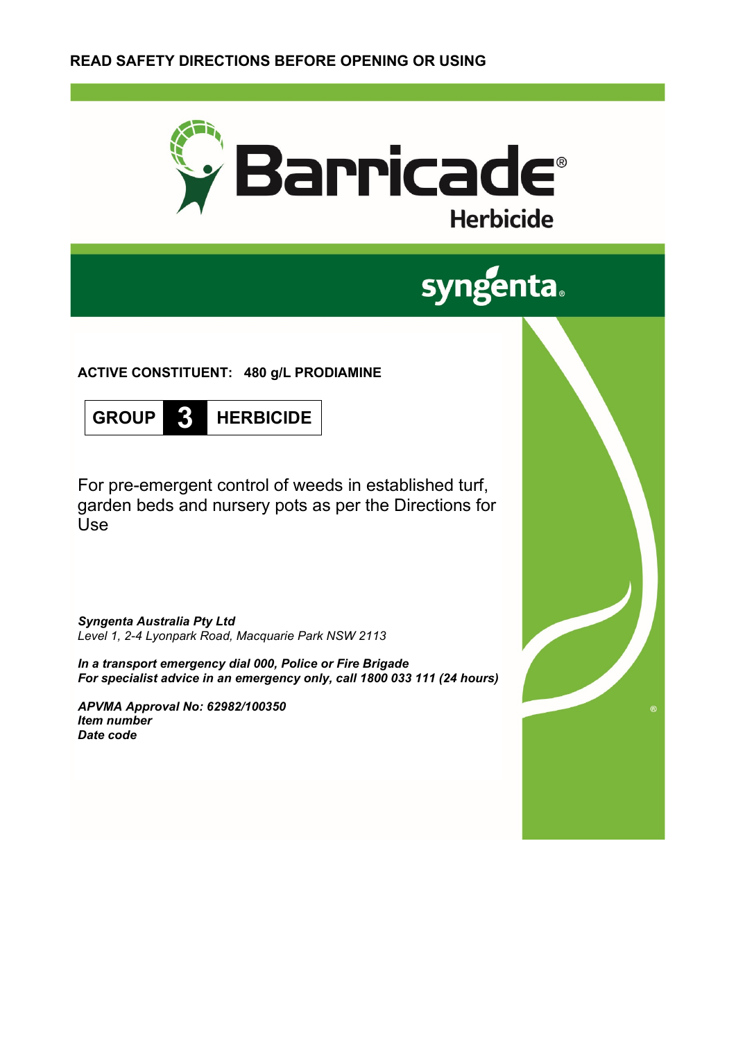**READ SAFETY DIRECTIONS BEFORE OPENING OR USING**

# Barricade®

## Herbicide

syngenta®

**ACTIVE CONSTITUENT: 480 g/L PRODIAMINE**

**GROUP 3 HERBICIDE**

For pre-emergent control of weeds in established turf, garden beds and nursery pots as per the Directions for Use

***Syngenta Australia Pty Ltd***
*Level 1, 2-4 Lyonpark Road, Macquarie Park NSW 2113*

***In a transport emergency dial 000, Police or Fire Brigade***
***For specialist advice in an emergency only, call 1800 033 111 (24 hours)***

***APVMA Approval No: 62982/100350***
***Item number***
***Date code***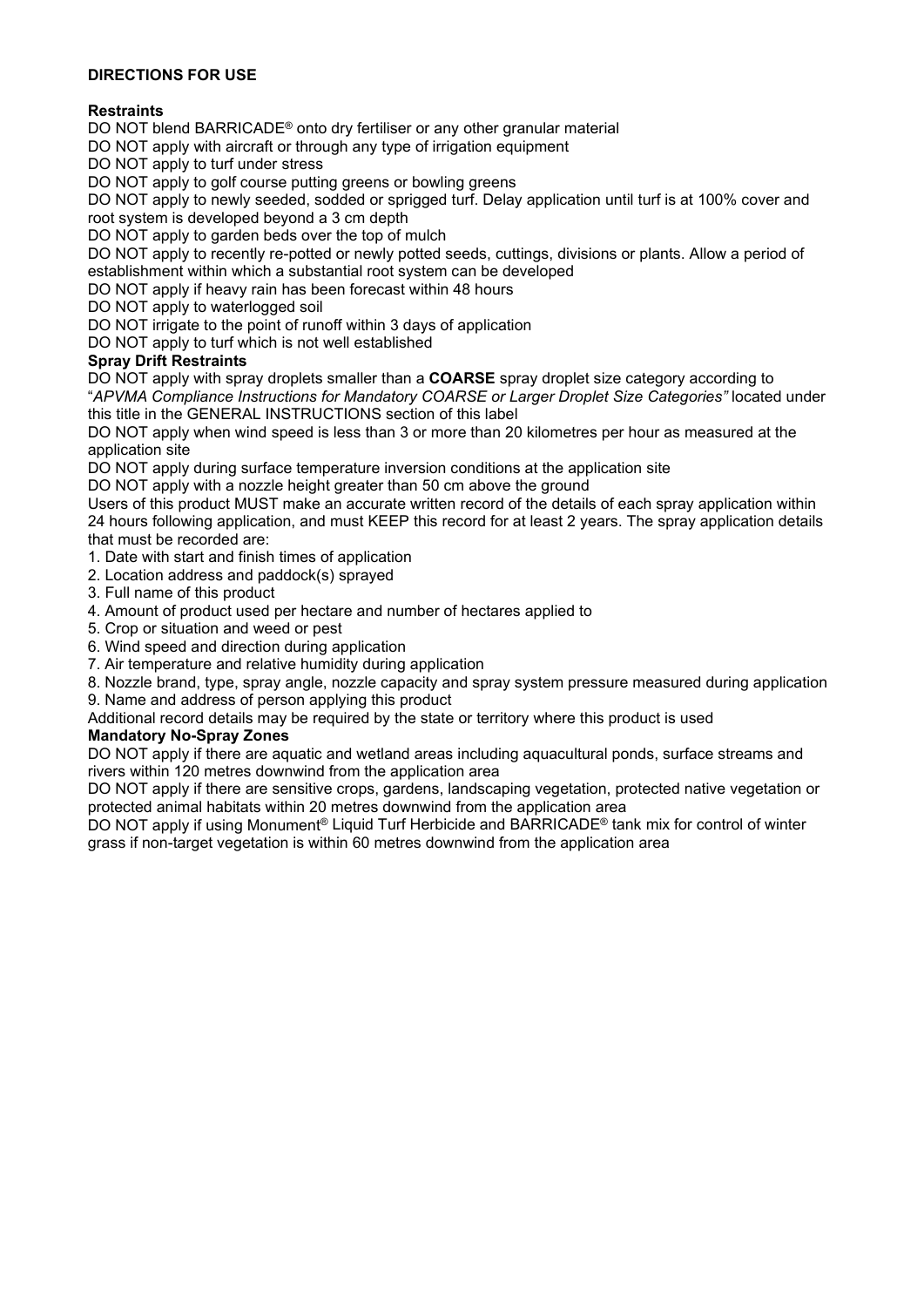**DIRECTIONS FOR USE**

**Restraints**

DO NOT blend BARRICADE® onto dry fertiliser or any other granular material

DO NOT apply with aircraft or through any type of irrigation equipment

DO NOT apply to turf under stress

DO NOT apply to golf course putting greens or bowling greens

DO NOT apply to newly seeded, sodded or sprigged turf. Delay application until turf is at 100% cover and root system is developed beyond a 3 cm depth

DO NOT apply to garden beds over the top of mulch

DO NOT apply to recently re-potted or newly potted seeds, cuttings, divisions or plants. Allow a period of establishment within which a substantial root system can be developed

DO NOT apply if heavy rain has been forecast within 48 hours

DO NOT apply to waterlogged soil

DO NOT irrigate to the point of runoff within 3 days of application

DO NOT apply to turf which is not well established

**Spray Drift Restraints**

DO NOT apply with spray droplets smaller than a **COARSE** spray droplet size category according to "*APVMA Compliance Instructions for Mandatory COARSE or Larger Droplet Size Categories"* located under this title in the GENERAL INSTRUCTIONS section of this label

DO NOT apply when wind speed is less than 3 or more than 20 kilometres per hour as measured at the application site

DO NOT apply during surface temperature inversion conditions at the application site

DO NOT apply with a nozzle height greater than 50 cm above the ground

Users of this product MUST make an accurate written record of the details of each spray application within 24 hours following application, and must KEEP this record for at least 2 years. The spray application details that must be recorded are:

1. Date with start and finish times of application
2. Location address and paddock(s) sprayed
3. Full name of this product
4. Amount of product used per hectare and number of hectares applied to
5. Crop or situation and weed or pest
6. Wind speed and direction during application
7. Air temperature and relative humidity during application
8. Nozzle brand, type, spray angle, nozzle capacity and spray system pressure measured during application
9. Name and address of person applying this product

Additional record details may be required by the state or territory where this product is used

**Mandatory No-Spray Zones**

DO NOT apply if there are aquatic and wetland areas including aquacultural ponds, surface streams and rivers within 120 metres downwind from the application area

DO NOT apply if there are sensitive crops, gardens, landscaping vegetation, protected native vegetation or protected animal habitats within 20 metres downwind from the application area

DO NOT apply if using Monument® Liquid Turf Herbicide and BARRICADE® tank mix for control of winter grass if non-target vegetation is within 60 metres downwind from the application area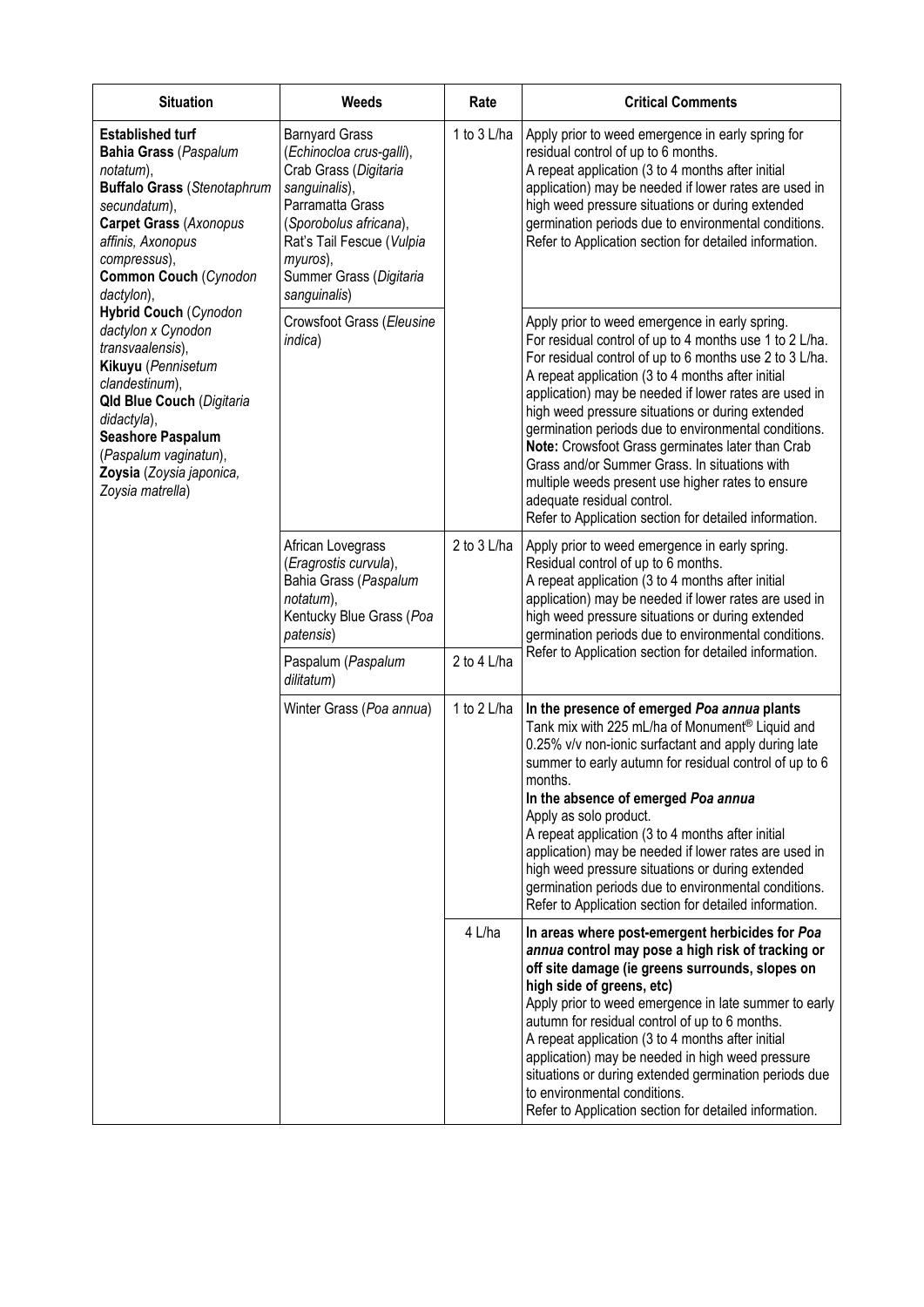| Situation | Weeds | Rate | Critical Comments |
| --- | --- | --- | --- |
| **Established turf** **Bahia Grass** (*Paspalum notatum*), **Buffalo Grass** (*Stenotaphrum secundatum*), **Carpet Grass** (*Axonopus affinis, Axonopus compressus*), **Common Couch** (*Cynodon dactylon*), **Hybrid Couch** (*Cynodon dactylon x Cynodon transvaalensis*), **Kikuyu** (*Pennisetum clandestinum*), **Qld Blue Couch** (*Digitaria didactyla*), **Seashore Paspalum** (*Paspalum vaginatun*), **Zoysia** (*Zoysia japonica, Zoysia matrella*) | Barnyard Grass (*Echinocloa crus-galli*), Crab Grass (*Digitaria sanguinalis*), Parramatta Grass (*Sporobolus africana*), Rat's Tail Fescue (*Vulpia myuros*), Summer Grass (*Digitaria sanguinalis*) | 1 to 3 L/ha | Apply prior to weed emergence in early spring for residual control of up to 6 months. A repeat application (3 to 4 months after initial application) may be needed if lower rates are used in high weed pressure situations or during extended germination periods due to environmental conditions. Refer to Application section for detailed information. |
| | Crowsfoot Grass (*Eleusine indica*) | | Apply prior to weed emergence in early spring. For residual control of up to 4 months use 1 to 2 L/ha. For residual control of up to 6 months use 2 to 3 L/ha. A repeat application (3 to 4 months after initial application) may be needed if lower rates are used in high weed pressure situations or during extended germination periods due to environmental conditions. **Note:** Crowsfoot Grass germinates later than Crab Grass and/or Summer Grass. In situations with multiple weeds present use higher rates to ensure adequate residual control. Refer to Application section for detailed information. |
| | African Lovegrass (*Eragrostis curvula*), Bahia Grass (*Paspalum notatum*), Kentucky Blue Grass (*Poa patensis*) | 2 to 3 L/ha | Apply prior to weed emergence in early spring. Residual control of up to 6 months. A repeat application (3 to 4 months after initial application) may be needed if lower rates are used in high weed pressure situations or during extended germination periods due to environmental conditions. Refer to Application section for detailed information. |
| | Paspalum (*Paspalum dilitatum*) | 2 to 4 L/ha | |
| | Winter Grass (*Poa annua*) | 1 to 2 L/ha | **In the presence of emerged *Poa annua* plants** Tank mix with 225 mL/ha of Monument® Liquid and 0.25% v/v non-ionic surfactant and apply during late summer to early autumn for residual control of up to 6 months. **In the absence of emerged *Poa annua*** Apply as solo product. A repeat application (3 to 4 months after initial application) may be needed if lower rates are used in high weed pressure situations or during extended germination periods due to environmental conditions. Refer to Application section for detailed information. |
| | | 4 L/ha | **In areas where post-emergent herbicides for *Poa annua* control may pose a high risk of tracking or off site damage (ie greens surrounds, slopes on high side of greens, etc)** Apply prior to weed emergence in late summer to early autumn for residual control of up to 6 months. A repeat application (3 to 4 months after initial application) may be needed in high weed pressure situations or during extended germination periods due to environmental conditions. Refer to Application section for detailed information. |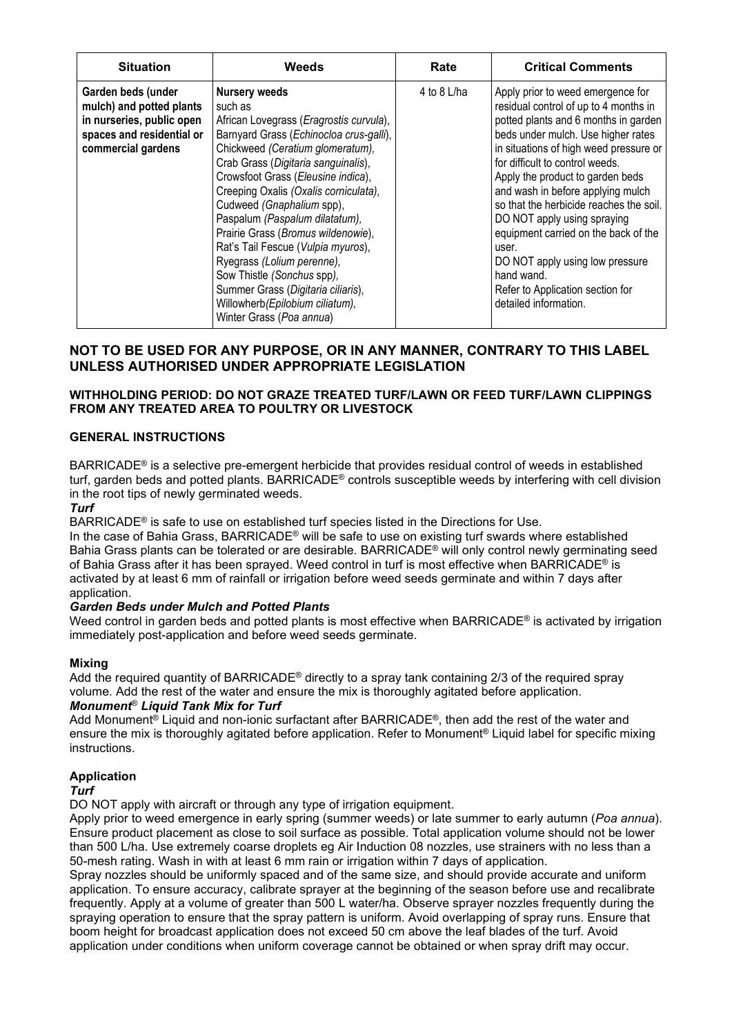| Situation | Weeds | Rate | Critical Comments |
|---|---|---|---|
| **Garden beds (under mulch) and potted plants in nurseries, public open spaces and residential or commercial gardens** | **Nursery weeds** such as African Lovegrass (*Eragrostis curvula*), Barnyard Grass (*Echinocloa crus-galli*), Chickweed (*Ceratium glomeratum),* Crab Grass (*Digitaria sanguinalis*), Crowsfoot Grass (*Eleusine indica*), Creeping Oxalis *(Oxalis corniculata),* Cudweed *(Gnaphalium* spp), Paspalum *(Paspalum dilatatum),* Prairie Grass (*Bromus wildenowie*), Rat's Tail Fescue (*Vulpia myuros*), Ryegrass *(Lolium perenne),* Sow Thistle *(Sonchus* spp*),* Summer Grass (*Digitaria ciliaris*), Willowherb*(Epilobium ciliatum),* Winter Grass (*Poa annua*) | 4 to 8 L/ha | Apply prior to weed emergence for residual control of up to 4 months in potted plants and 6 months in garden beds under mulch. Use higher rates in situations of high weed pressure or for difficult to control weeds. Apply the product to garden beds and wash in before applying mulch so that the herbicide reaches the soil. DO NOT apply using spraying equipment carried on the back of the user. DO NOT apply using low pressure hand wand. Refer to Application section for detailed information. |

## NOT TO BE USED FOR ANY PURPOSE, OR IN ANY MANNER, CONTRARY TO THIS LABEL UNLESS AUTHORISED UNDER APPROPRIATE LEGISLATION

**WITHHOLDING PERIOD: DO NOT GRAZE TREATED TURF/LAWN OR FEED TURF/LAWN CLIPPINGS FROM ANY TREATED AREA TO POULTRY OR LIVESTOCK**

### GENERAL INSTRUCTIONS

BARRICADE® is a selective pre-emergent herbicide that provides residual control of weeds in established turf, garden beds and potted plants. BARRICADE® controls susceptible weeds by interfering with cell division in the root tips of newly germinated weeds.

***Turf***

BARRICADE® is safe to use on established turf species listed in the Directions for Use.

In the case of Bahia Grass, BARRICADE® will be safe to use on existing turf swards where established Bahia Grass plants can be tolerated or are desirable. BARRICADE® will only control newly germinating seed of Bahia Grass after it has been sprayed. Weed control in turf is most effective when BARRICADE® is activated by at least 6 mm of rainfall or irrigation before weed seeds germinate and within 7 days after application.

***Garden Beds under Mulch and Potted Plants***

Weed control in garden beds and potted plants is most effective when BARRICADE® is activated by irrigation immediately post-application and before weed seeds germinate.

### Mixing

Add the required quantity of BARRICADE® directly to a spray tank containing 2/3 of the required spray volume. Add the rest of the water and ensure the mix is thoroughly agitated before application.

***Monument® Liquid Tank Mix for Turf***

Add Monument® Liquid and non-ionic surfactant after BARRICADE®, then add the rest of the water and ensure the mix is thoroughly agitated before application. Refer to Monument® Liquid label for specific mixing instructions.

### Application

***Turf***

DO NOT apply with aircraft or through any type of irrigation equipment.

Apply prior to weed emergence in early spring (summer weeds) or late summer to early autumn (*Poa annua*). Ensure product placement as close to soil surface as possible. Total application volume should not be lower than 500 L/ha. Use extremely coarse droplets eg Air Induction 08 nozzles, use strainers with no less than a 50-mesh rating. Wash in with at least 6 mm rain or irrigation within 7 days of application.

Spray nozzles should be uniformly spaced and of the same size, and should provide accurate and uniform application. To ensure accuracy, calibrate sprayer at the beginning of the season before use and recalibrate frequently. Apply at a volume of greater than 500 L water/ha. Observe sprayer nozzles frequently during the spraying operation to ensure that the spray pattern is uniform. Avoid overlapping of spray runs. Ensure that boom height for broadcast application does not exceed 50 cm above the leaf blades of the turf. Avoid application under conditions when uniform coverage cannot be obtained or when spray drift may occur.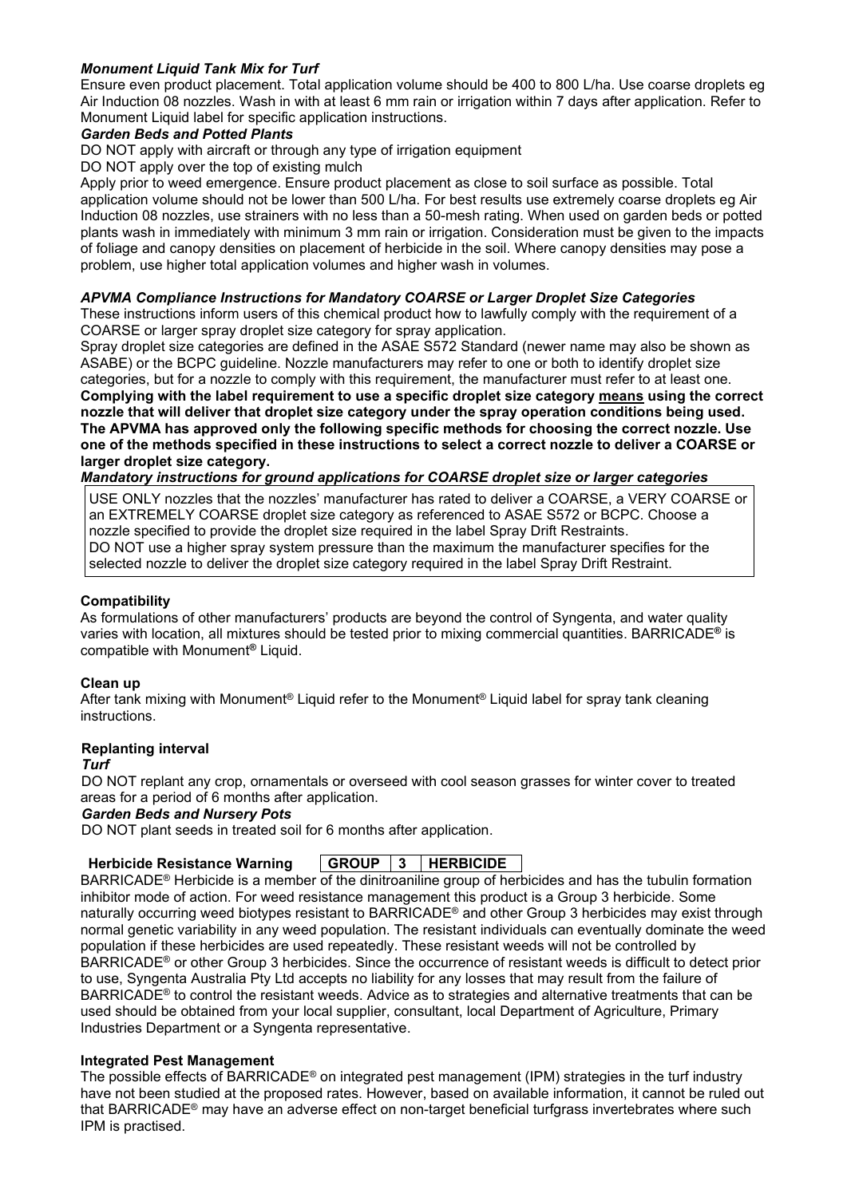***Monument Liquid Tank Mix for Turf***

Ensure even product placement. Total application volume should be 400 to 800 L/ha. Use coarse droplets eg Air Induction 08 nozzles. Wash in with at least 6 mm rain or irrigation within 7 days after application. Refer to Monument Liquid label for specific application instructions.

***Garden Beds and Potted Plants***

DO NOT apply with aircraft or through any type of irrigation equipment

DO NOT apply over the top of existing mulch

Apply prior to weed emergence. Ensure product placement as close to soil surface as possible. Total application volume should not be lower than 500 L/ha. For best results use extremely coarse droplets eg Air Induction 08 nozzles, use strainers with no less than a 50-mesh rating. When used on garden beds or potted plants wash in immediately with minimum 3 mm rain or irrigation. Consideration must be given to the impacts of foliage and canopy densities on placement of herbicide in the soil. Where canopy densities may pose a problem, use higher total application volumes and higher wash in volumes.

***APVMA Compliance Instructions for Mandatory COARSE or Larger Droplet Size Categories***

These instructions inform users of this chemical product how to lawfully comply with the requirement of a COARSE or larger spray droplet size category for spray application.

Spray droplet size categories are defined in the ASAE S572 Standard (newer name may also be shown as ASABE) or the BCPC guideline. Nozzle manufacturers may refer to one or both to identify droplet size categories, but for a nozzle to comply with this requirement, the manufacturer must refer to at least one.

**Complying with the label requirement to use a specific droplet size category <u>means</u> using the correct nozzle that will deliver that droplet size category under the spray operation conditions being used. The APVMA has approved only the following specific methods for choosing the correct nozzle. Use one of the methods specified in these instructions to select a correct nozzle to deliver a COARSE or larger droplet size category.**

***Mandatory instructions for ground applications for COARSE droplet size or larger categories***

USE ONLY nozzles that the nozzles' manufacturer has rated to deliver a COARSE, a VERY COARSE or an EXTREMELY COARSE droplet size category as referenced to ASAE S572 or BCPC. Choose a nozzle specified to provide the droplet size required in the label Spray Drift Restraints.

DO NOT use a higher spray system pressure than the maximum the manufacturer specifies for the selected nozzle to deliver the droplet size category required in the label Spray Drift Restraint.

**Compatibility**

As formulations of other manufacturers' products are beyond the control of Syngenta, and water quality varies with location, all mixtures should be tested prior to mixing commercial quantities. BARRICADE® is compatible with Monument® Liquid.

**Clean up**

After tank mixing with Monument® Liquid refer to the Monument® Liquid label for spray tank cleaning instructions.

**Replanting interval**

***Turf***

DO NOT replant any crop, ornamentals or overseed with cool season grasses for winter cover to treated areas for a period of 6 months after application.

***Garden Beds and Nursery Pots***

DO NOT plant seeds in treated soil for 6 months after application.

**Herbicide Resistance Warning** | **GROUP** | **3** | **HERBICIDE** |

BARRICADE® Herbicide is a member of the dinitroaniline group of herbicides and has the tubulin formation inhibitor mode of action. For weed resistance management this product is a Group 3 herbicide. Some naturally occurring weed biotypes resistant to BARRICADE® and other Group 3 herbicides may exist through normal genetic variability in any weed population. The resistant individuals can eventually dominate the weed population if these herbicides are used repeatedly. These resistant weeds will not be controlled by BARRICADE® or other Group 3 herbicides. Since the occurrence of resistant weeds is difficult to detect prior to use, Syngenta Australia Pty Ltd accepts no liability for any losses that may result from the failure of BARRICADE® to control the resistant weeds. Advice as to strategies and alternative treatments that can be used should be obtained from your local supplier, consultant, local Department of Agriculture, Primary Industries Department or a Syngenta representative.

**Integrated Pest Management**

The possible effects of BARRICADE® on integrated pest management (IPM) strategies in the turf industry have not been studied at the proposed rates. However, based on available information, it cannot be ruled out that BARRICADE® may have an adverse effect on non-target beneficial turfgrass invertebrates where such IPM is practised.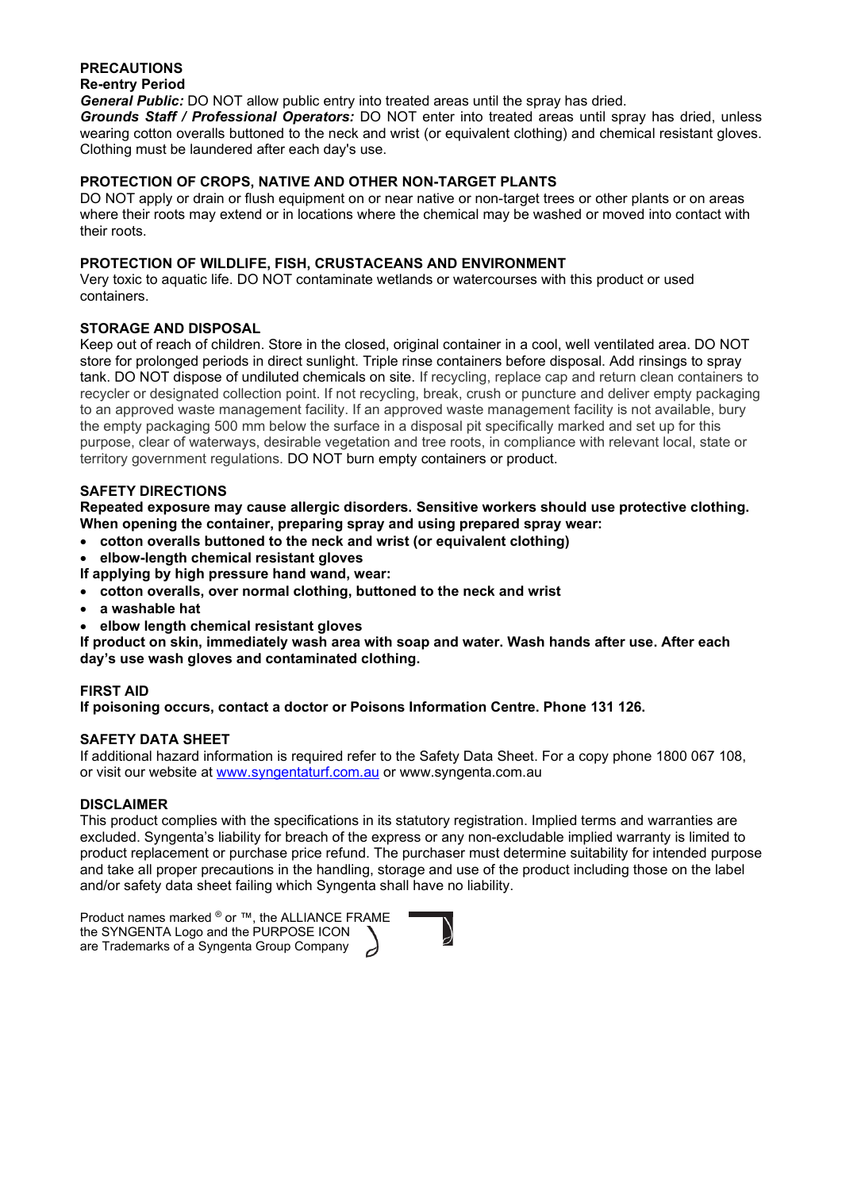## PRECAUTIONS

**Re-entry Period**

***General Public:*** DO NOT allow public entry into treated areas until the spray has dried.

***Grounds Staff / Professional Operators:*** DO NOT enter into treated areas until spray has dried, unless wearing cotton overalls buttoned to the neck and wrist (or equivalent clothing) and chemical resistant gloves. Clothing must be laundered after each day's use.

## PROTECTION OF CROPS, NATIVE AND OTHER NON-TARGET PLANTS

DO NOT apply or drain or flush equipment on or near native or non-target trees or other plants or on areas where their roots may extend or in locations where the chemical may be washed or moved into contact with their roots.

## PROTECTION OF WILDLIFE, FISH, CRUSTACEANS AND ENVIRONMENT

Very toxic to aquatic life. DO NOT contaminate wetlands or watercourses with this product or used containers.

## STORAGE AND DISPOSAL

Keep out of reach of children. Store in the closed, original container in a cool, well ventilated area. DO NOT store for prolonged periods in direct sunlight. Triple rinse containers before disposal. Add rinsings to spray tank. DO NOT dispose of undiluted chemicals on site. If recycling, replace cap and return clean containers to recycler or designated collection point. If not recycling, break, crush or puncture and deliver empty packaging to an approved waste management facility. If an approved waste management facility is not available, bury the empty packaging 500 mm below the surface in a disposal pit specifically marked and set up for this purpose, clear of waterways, desirable vegetation and tree roots, in compliance with relevant local, state or territory government regulations. DO NOT burn empty containers or product.

## SAFETY DIRECTIONS

**Repeated exposure may cause allergic disorders. Sensitive workers should use protective clothing. When opening the container, preparing spray and using prepared spray wear:**

- **cotton overalls buttoned to the neck and wrist (or equivalent clothing)**
- **elbow-length chemical resistant gloves**

**If applying by high pressure hand wand, wear:**

- **cotton overalls, over normal clothing, buttoned to the neck and wrist**
- **a washable hat**
- **elbow length chemical resistant gloves**

**If product on skin, immediately wash area with soap and water. Wash hands after use. After each day's use wash gloves and contaminated clothing.**

## FIRST AID

**If poisoning occurs, contact a doctor or Poisons Information Centre. Phone 131 126.**

## SAFETY DATA SHEET

If additional hazard information is required refer to the Safety Data Sheet. For a copy phone 1800 067 108, or visit our website at www.syngentaturf.com.au or www.syngenta.com.au

## DISCLAIMER

This product complies with the specifications in its statutory registration. Implied terms and warranties are excluded. Syngenta's liability for breach of the express or any non-excludable implied warranty is limited to product replacement or purchase price refund. The purchaser must determine suitability for intended purpose and take all proper precautions in the handling, storage and use of the product including those on the label and/or safety data sheet failing which Syngenta shall have no liability.

Product names marked ® or ™, the ALLIANCE FRAME the SYNGENTA Logo and the PURPOSE ICON are Trademarks of a Syngenta Group Company